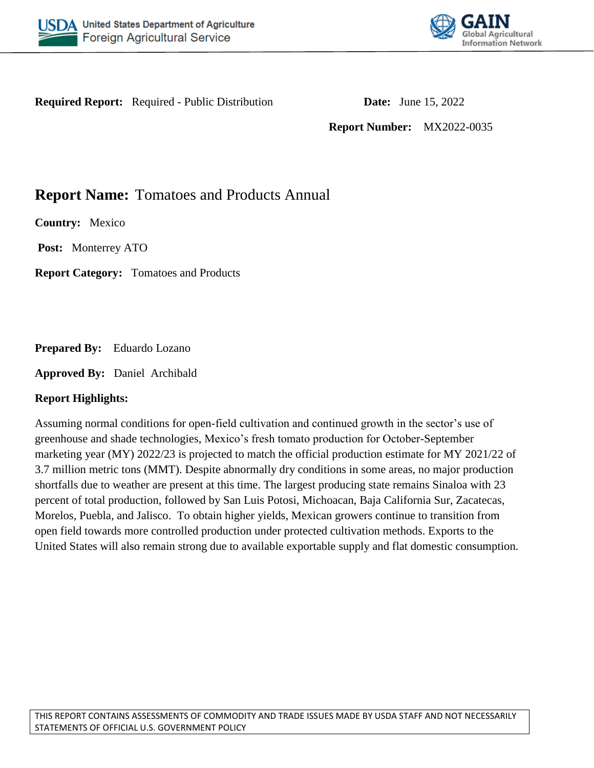**Required Report:** Required - Public Distribution

**Date:** June 15, 2022

**Report Number:** MX2022-0035

# Report Name: Tomatoes and Products Annual

**Country:** Mexico

**Post:** Monterrey ATO

**Report Category:** Tomatoes and Products

**Prepared By:** Eduardo Lozano

**Approved By:** Daniel Archibald

**Report Highlights:**

Assuming normal conditions for open-field cultivation and continued growth in the sector's use of greenhouse and shade technologies, Mexico's fresh tomato production for October-September marketing year (MY) 2022/23 is projected to match the official production estimate for MY 2021/22 of 3.7 million metric tons (MMT). Despite abnormally dry conditions in some areas, no major production shortfalls due to weather are present at this time. The largest producing state remains Sinaloa with 23 percent of total production, followed by San Luis Potosi, Michoacan, Baja California Sur, Zacatecas, Morelos, Puebla, and Jalisco. To obtain higher yields, Mexican growers continue to transition from open field towards more controlled production under protected cultivation methods. Exports to the United States will also remain strong due to available exportable supply and flat domestic consumption.

THIS REPORT CONTAINS ASSESSMENTS OF COMMODITY AND TRADE ISSUES MADE BY USDA STAFF AND NOT NECESSARILY STATEMENTS OF OFFICIAL U.S. GOVERNMENT POLICY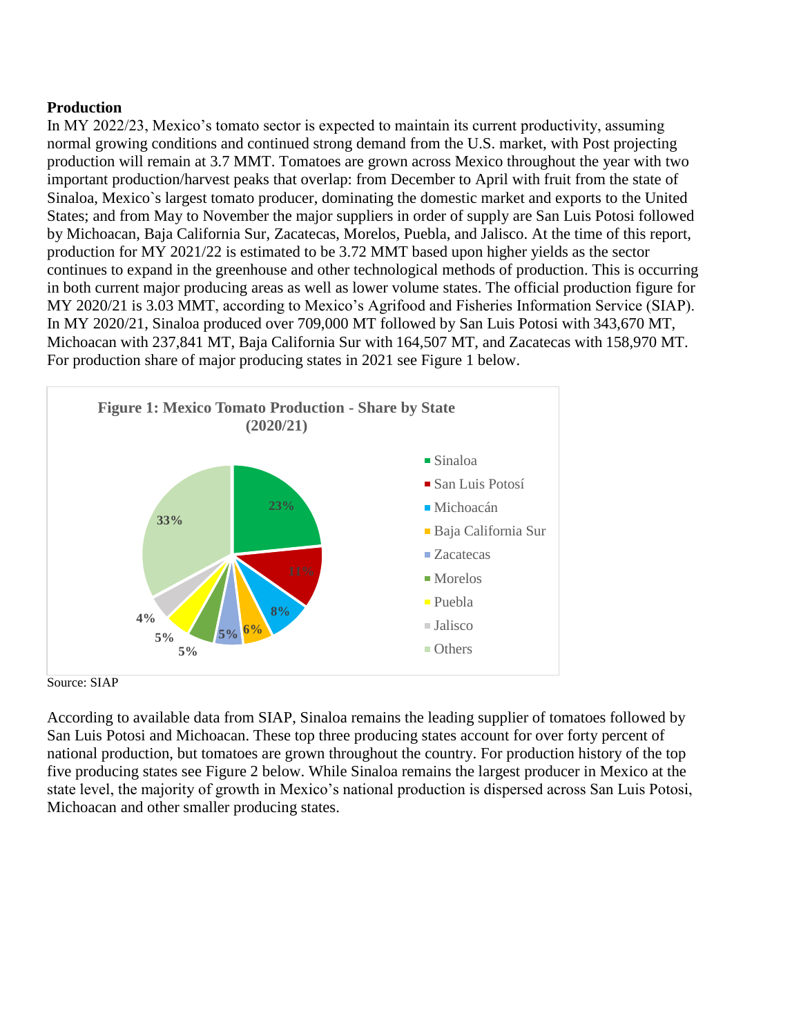**Production**

In MY 2022/23, Mexico's tomato sector is expected to maintain its current productivity, assuming normal growing conditions and continued strong demand from the U.S. market, with Post projecting production will remain at 3.7 MMT. Tomatoes are grown across Mexico throughout the year with two important production/harvest peaks that overlap: from December to April with fruit from the state of Sinaloa, Mexico`s largest tomato producer, dominating the domestic market and exports to the United States; and from May to November the major suppliers in order of supply are San Luis Potosi followed by Michoacan, Baja California Sur, Zacatecas, Morelos, Puebla, and Jalisco. At the time of this report, production for MY 2021/22 is estimated to be 3.72 MMT based upon higher yields as the sector continues to expand in the greenhouse and other technological methods of production. This is occurring in both current major producing areas as well as lower volume states. The official production figure for MY 2020/21 is 3.03 MMT, according to Mexico's Agrifood and Fisheries Information Service (SIAP). In MY 2020/21, Sinaloa produced over 709,000 MT followed by San Luis Potosi with 343,670 MT, Michoacan with 237,841 MT, Baja California Sur with 164,507 MT, and Zacatecas with 158,970 MT. For production share of major producing states in 2021 see Figure 1 below.

**Figure 1: Mexico Tomato Production - Share by State (2020/21)**

| State | Share |
|---|---|
| Sinaloa | 23% |
| San Luis Potosí | 11% |
| Michoacán | 8% |
| Baja California Sur | 6% |
| Zacatecas | 5% |
| Morelos | 5% |
| Puebla | 5% |
| Jalisco | 4% |
| Others | 33% |

Source: SIAP

According to available data from SIAP, Sinaloa remains the leading supplier of tomatoes followed by San Luis Potosi and Michoacan. These top three producing states account for over forty percent of national production, but tomatoes are grown throughout the country. For production history of the top five producing states see Figure 2 below. While Sinaloa remains the largest producer in Mexico at the state level, the majority of growth in Mexico's national production is dispersed across San Luis Potosi, Michoacan and other smaller producing states.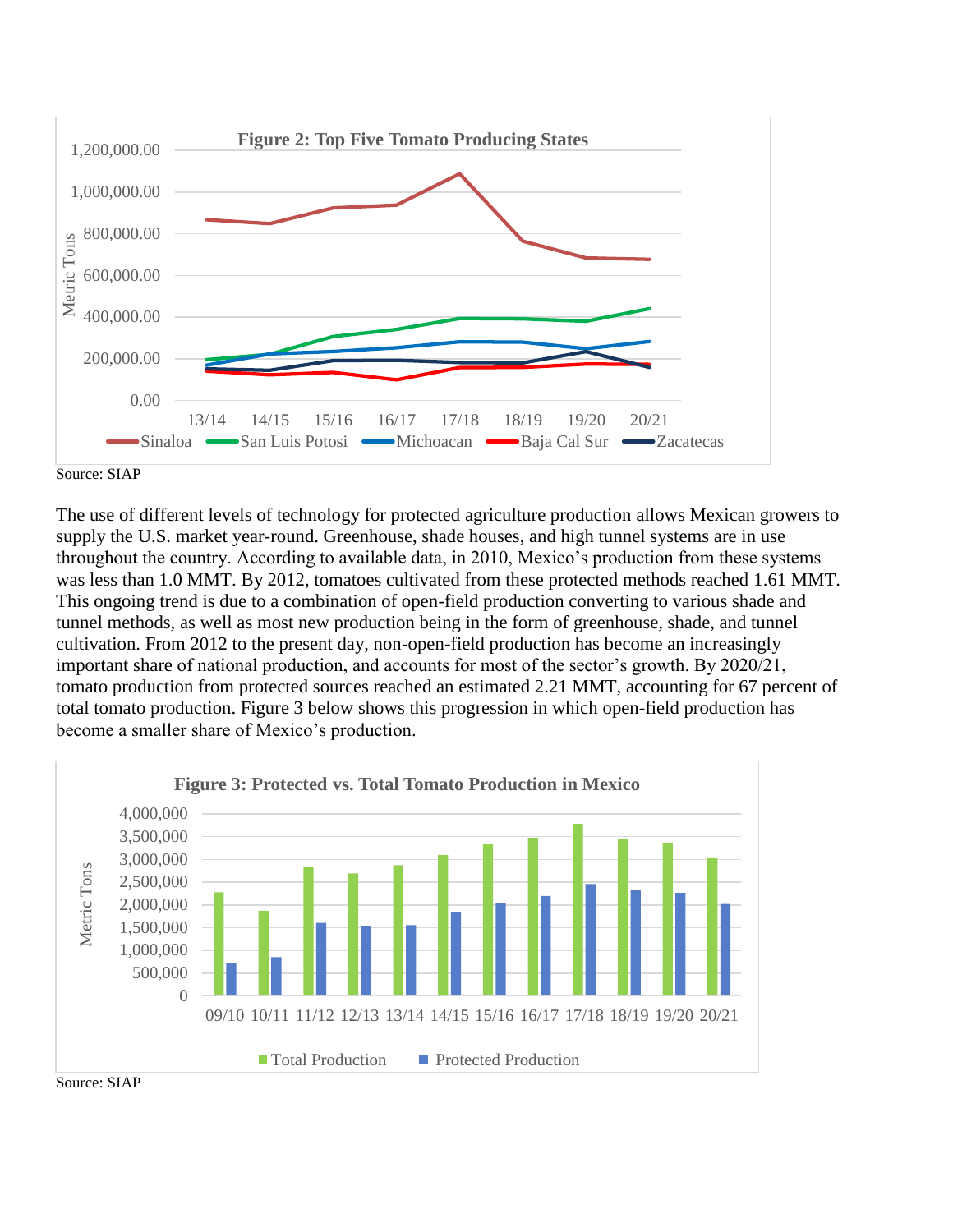**Figure 2: Top Five Tomato Producing States**

Source: SIAP

The use of different levels of technology for protected agriculture production allows Mexican growers to supply the U.S. market year-round. Greenhouse, shade houses, and high tunnel systems are in use throughout the country. According to available data, in 2010, Mexico's production from these systems was less than 1.0 MMT. By 2012, tomatoes cultivated from these protected methods reached 1.61 MMT. This ongoing trend is due to a combination of open-field production converting to various shade and tunnel methods, as well as most new production being in the form of greenhouse, shade, and tunnel cultivation. From 2012 to the present day, non-open-field production has become an increasingly important share of national production, and accounts for most of the sector's growth. By 2020/21, tomato production from protected sources reached an estimated 2.21 MMT, accounting for 67 percent of total tomato production. Figure 3 below shows this progression in which open-field production has become a smaller share of Mexico's production.

**Figure 3: Protected vs. Total Tomato Production in Mexico**

Source: SIAP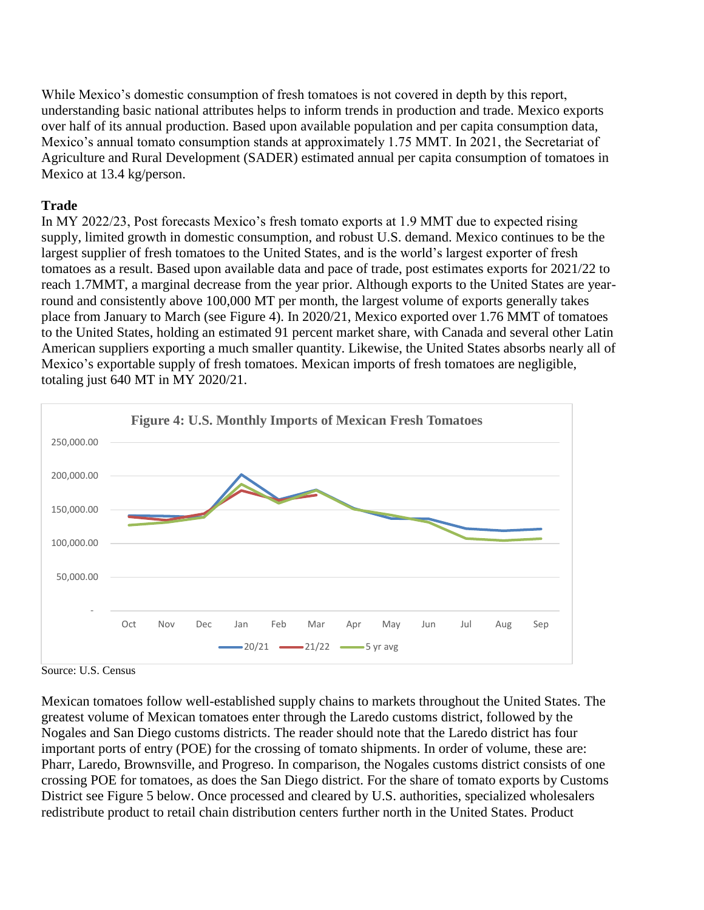While Mexico's domestic consumption of fresh tomatoes is not covered in depth by this report, understanding basic national attributes helps to inform trends in production and trade. Mexico exports over half of its annual production. Based upon available population and per capita consumption data, Mexico's annual tomato consumption stands at approximately 1.75 MMT. In 2021, the Secretariat of Agriculture and Rural Development (SADER) estimated annual per capita consumption of tomatoes in Mexico at 13.4 kg/person.

**Trade**

In MY 2022/23, Post forecasts Mexico's fresh tomato exports at 1.9 MMT due to expected rising supply, limited growth in domestic consumption, and robust U.S. demand. Mexico continues to be the largest supplier of fresh tomatoes to the United States, and is the world's largest exporter of fresh tomatoes as a result. Based upon available data and pace of trade, post estimates exports for 2021/22 to reach 1.7MMT, a marginal decrease from the year prior. Although exports to the United States are year-round and consistently above 100,000 MT per month, the largest volume of exports generally takes place from January to March (see Figure 4). In 2020/21, Mexico exported over 1.76 MMT of tomatoes to the United States, holding an estimated 91 percent market share, with Canada and several other Latin American suppliers exporting a much smaller quantity. Likewise, the United States absorbs nearly all of Mexico's exportable supply of fresh tomatoes. Mexican imports of fresh tomatoes are negligible, totaling just 640 MT in MY 2020/21.

**Figure 4: U.S. Monthly Imports of Mexican Fresh Tomatoes**

Source: U.S. Census

Mexican tomatoes follow well-established supply chains to markets throughout the United States. The greatest volume of Mexican tomatoes enter through the Laredo customs district, followed by the Nogales and San Diego customs districts. The reader should note that the Laredo district has four important ports of entry (POE) for the crossing of tomato shipments. In order of volume, these are: Pharr, Laredo, Brownsville, and Progreso. In comparison, the Nogales customs district consists of one crossing POE for tomatoes, as does the San Diego district. For the share of tomato exports by Customs District see Figure 5 below. Once processed and cleared by U.S. authorities, specialized wholesalers redistribute product to retail chain distribution centers further north in the United States. Product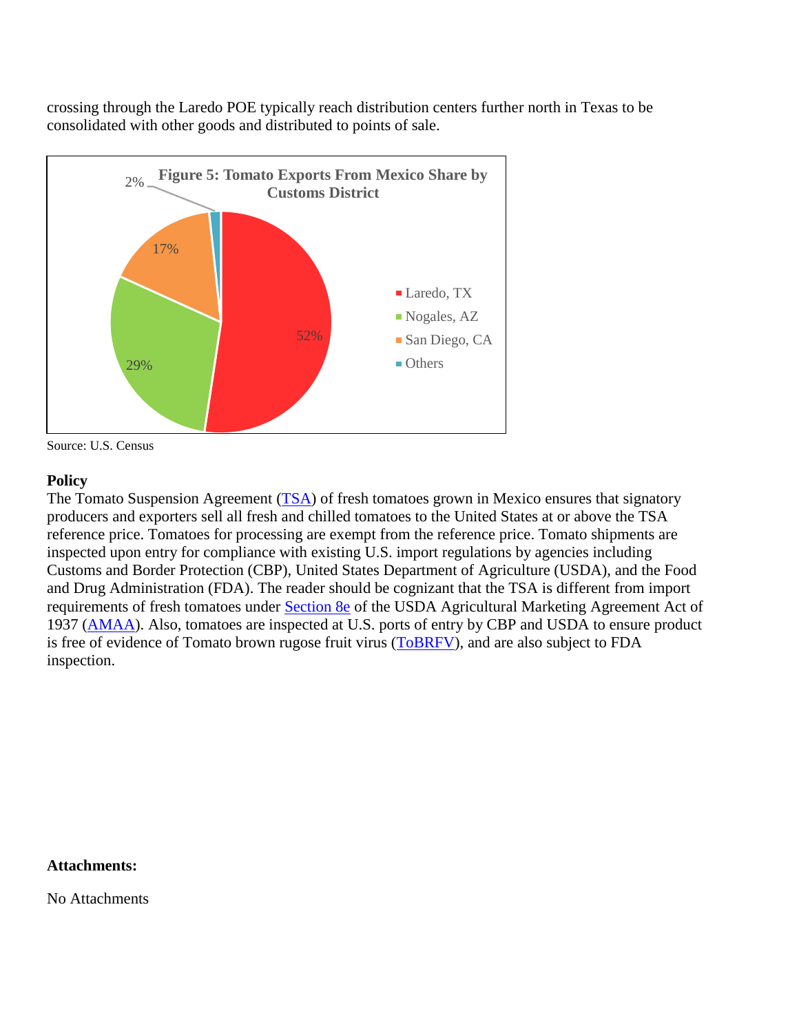crossing through the Laredo POE typically reach distribution centers further north in Texas to be consolidated with other goods and distributed to points of sale.

**Figure 5: Tomato Exports From Mexico Share by Customs District**

2%

17%

52%

29%

Laredo, TX

Nogales, AZ

San Diego, CA

Others

Source: U.S. Census

**Policy**

The Tomato Suspension Agreement (TSA) of fresh tomatoes grown in Mexico ensures that signatory producers and exporters sell all fresh and chilled tomatoes to the United States at or above the TSA reference price. Tomatoes for processing are exempt from the reference price. Tomato shipments are inspected upon entry for compliance with existing U.S. import regulations by agencies including Customs and Border Protection (CBP), United States Department of Agriculture (USDA), and the Food and Drug Administration (FDA). The reader should be cognizant that the TSA is different from import requirements of fresh tomatoes under Section 8e of the USDA Agricultural Marketing Agreement Act of 1937 (AMAA). Also, tomatoes are inspected at U.S. ports of entry by CBP and USDA to ensure product is free of evidence of Tomato brown rugose fruit virus (ToBRFV), and are also subject to FDA inspection.

**Attachments:**

No Attachments